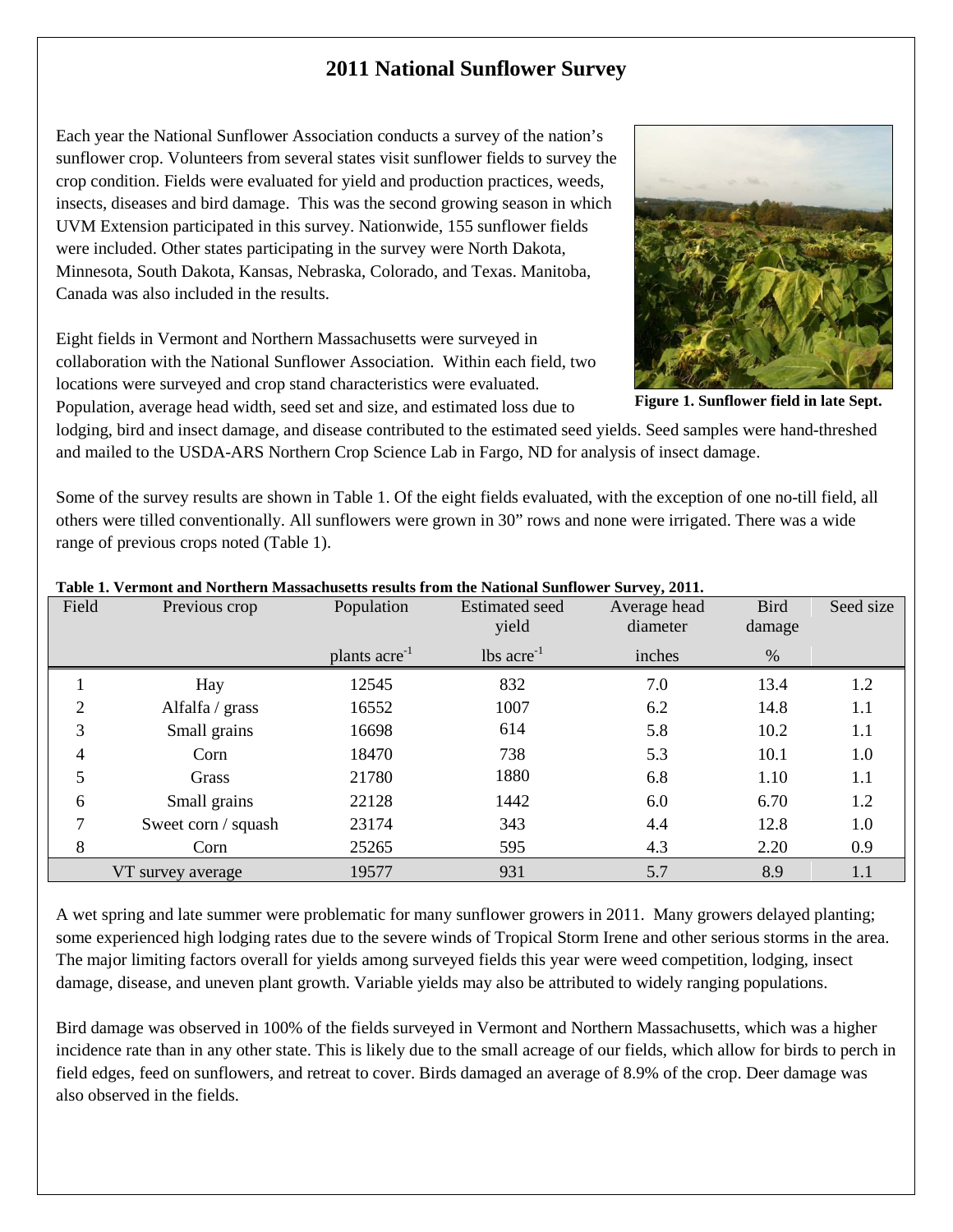# 2011 National Sunflower Survey

Each year the National Sunflower Association conducts a survey of the nation's sunflower crop. Volunteers from several states visit sunflower fields to survey the crop condition. Fields were evaluated for yield and production practices, weeds, insects, diseases and bird damage. This was the second growing season in which UVM Extension participated in this survey. Nationwide, 155 sunflower fields were included. Other states participating in the survey were North Dakota, Minnesota, South Dakota, Kansas, Nebraska, Colorado, and Texas. Manitoba, Canada was also included in the results.

Eight fields in Vermont and Northern Massachusetts were surveyed in collaboration with the National Sunflower Association. Within each field, two locations were surveyed and crop stand characteristics were evaluated. Population, average head width, seed set and size, and estimated loss due to lodging, bird and insect damage, and disease contributed to the estimated seed yields. Seed samples were hand-threshed and mailed to the USDA-ARS Northern Crop Science Lab in Fargo, ND for analysis of insect damage.

**Figure 1. Sunflower field in late Sept.**

Some of the survey results are shown in Table 1. Of the eight fields evaluated, with the exception of one no-till field, all others were tilled conventionally. All sunflowers were grown in 30" rows and none were irrigated. There was a wide range of previous crops noted (Table 1).

**Table 1. Vermont and Northern Massachusetts results from the National Sunflower Survey, 2011.**

| Field | Previous crop | Population | Estimated seed yield | Average head diameter | Bird damage | Seed size |
|---|---|---|---|---|---|---|
| | | plants acre$^{-1}$ | lbs acre$^{-1}$ | inches | % | |
| 1 | Hay | 12545 | 832 | 7.0 | 13.4 | 1.2 |
| 2 | Alfalfa / grass | 16552 | 1007 | 6.2 | 14.8 | 1.1 |
| 3 | Small grains | 16698 | 614 | 5.8 | 10.2 | 1.1 |
| 4 | Corn | 18470 | 738 | 5.3 | 10.1 | 1.0 |
| 5 | Grass | 21780 | 1880 | 6.8 | 1.10 | 1.1 |
| 6 | Small grains | 22128 | 1442 | 6.0 | 6.70 | 1.2 |
| 7 | Sweet corn / squash | 23174 | 343 | 4.4 | 12.8 | 1.0 |
| 8 | Corn | 25265 | 595 | 4.3 | 2.20 | 0.9 |
| VT survey average | | 19577 | 931 | 5.7 | 8.9 | 1.1 |

A wet spring and late summer were problematic for many sunflower growers in 2011. Many growers delayed planting; some experienced high lodging rates due to the severe winds of Tropical Storm Irene and other serious storms in the area. The major limiting factors overall for yields among surveyed fields this year were weed competition, lodging, insect damage, disease, and uneven plant growth. Variable yields may also be attributed to widely ranging populations.

Bird damage was observed in 100% of the fields surveyed in Vermont and Northern Massachusetts, which was a higher incidence rate than in any other state. This is likely due to the small acreage of our fields, which allow for birds to perch in field edges, feed on sunflowers, and retreat to cover. Birds damaged an average of 8.9% of the crop. Deer damage was also observed in the fields.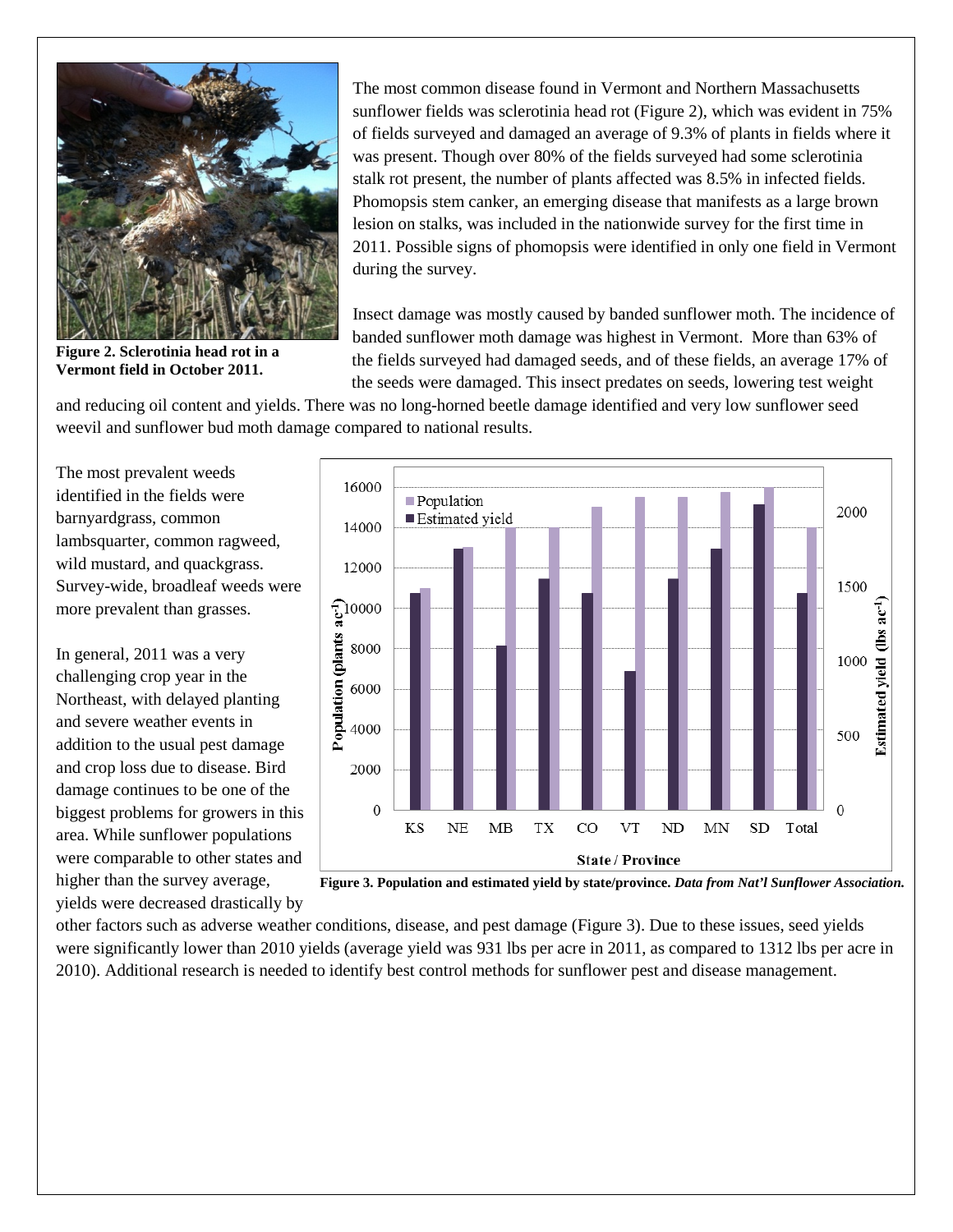Figure 2. Sclerotinia head rot in a Vermont field in October 2011.

The most common disease found in Vermont and Northern Massachusetts sunflower fields was sclerotinia head rot (Figure 2), which was evident in 75% of fields surveyed and damaged an average of 9.3% of plants in fields where it was present. Though over 80% of the fields surveyed had some sclerotinia stalk rot present, the number of plants affected was 8.5% in infected fields. Phomopsis stem canker, an emerging disease that manifests as a large brown lesion on stalks, was included in the nationwide survey for the first time in 2011. Possible signs of phomopsis were identified in only one field in Vermont during the survey.

Insect damage was mostly caused by banded sunflower moth. The incidence of banded sunflower moth damage was highest in Vermont. More than 63% of the fields surveyed had damaged seeds, and of these fields, an average 17% of the seeds were damaged. This insect predates on seeds, lowering test weight and reducing oil content and yields. There was no long-horned beetle damage identified and very low sunflower seed weevil and sunflower bud moth damage compared to national results.

The most prevalent weeds identified in the fields were barnyardgrass, common lambsquarter, common ragweed, wild mustard, and quackgrass. Survey-wide, broadleaf weeds were more prevalent than grasses.

In general, 2011 was a very challenging crop year in the Northeast, with delayed planting and severe weather events in addition to the usual pest damage and crop loss due to disease. Bird damage continues to be one of the biggest problems for growers in this area. While sunflower populations were comparable to other states and higher than the survey average, yields were decreased drastically by other factors such as adverse weather conditions, disease, and pest damage (Figure 3). Due to these issues, seed yields were significantly lower than 2010 yields (average yield was 931 lbs per acre in 2011, as compared to 1312 lbs per acre in 2010). Additional research is needed to identify best control methods for sunflower pest and disease management.

Population
Estimated yield
Population (plants ac$^{-1}$)
0
2000
4000
6000
8000
10000
12000
14000
16000
Estimated yield (lbs ac$^{-1}$)
0
500
1000
1500
2000
KS NE MB TX CO VT ND MN SD Total
State / Province

**Figure 3. Population and estimated yield by state/province.** ***Data from Nat'l Sunflower Association.***